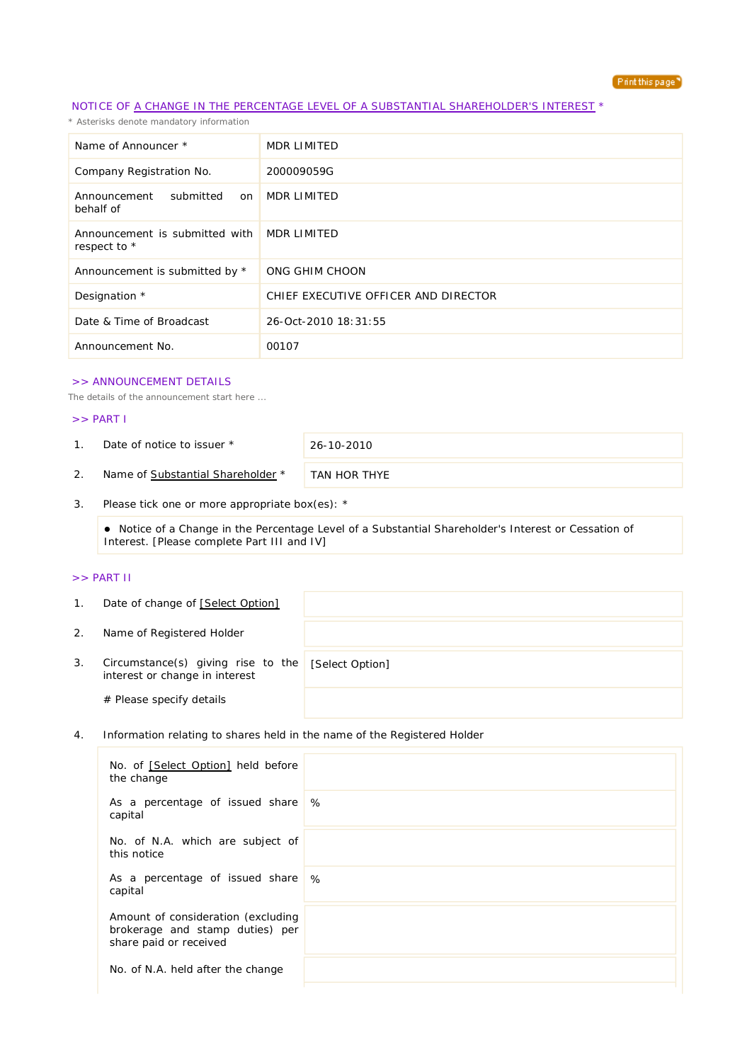NOTICE OF A CHANGE IN THE PERCENTAGE LEVEL OF A SUBSTANTIAL SHAREHOLDER'S INTEREST *

* Asterisks denote mandatory information

| | |
|---|---|
| Name of Announcer * | MDR LIMITED |
| Company Registration No. | 200009059G |
| Announcement submitted on behalf of | MDR LIMITED |
| Announcement is submitted with respect to * | MDR LIMITED |
| Announcement is submitted by * | ONG GHIM CHOON |
| Designation * | CHIEF EXECUTIVE OFFICER AND DIRECTOR |
| Date & Time of Broadcast | 26-Oct-2010 18:31:55 |
| Announcement No. | 00107 |

## >> ANNOUNCEMENT DETAILS

The details of the announcement start here ...

### >> PART I

| | | |
|---|---|---|
| 1. | Date of notice to issuer * | 26-10-2010 |
| 2. | Name of Substantial Shareholder * | TAN HOR THYE |

3. Please tick one or more appropriate box(es): *

- Notice of a Change in the Percentage Level of a Substantial Shareholder's Interest or Cessation of Interest. [Please complete Part III and IV]

### >> PART II

| | | |
|---|---|---|
| 1. | Date of change of [Select Option] | |
| 2. | Name of Registered Holder | |
| 3. | Circumstance(s) giving rise to the interest or change in interest | [Select Option] |
| | # Please specify details | |

4. Information relating to shares held in the name of the Registered Holder

| | |
|---|---|
| No. of [Select Option] held before the change | |
| As a percentage of issued share capital | % |
| No. of N.A. which are subject of this notice | |
| As a percentage of issued share capital | % |
| Amount of consideration (excluding brokerage and stamp duties) per share paid or received | |
| No. of N.A. held after the change | |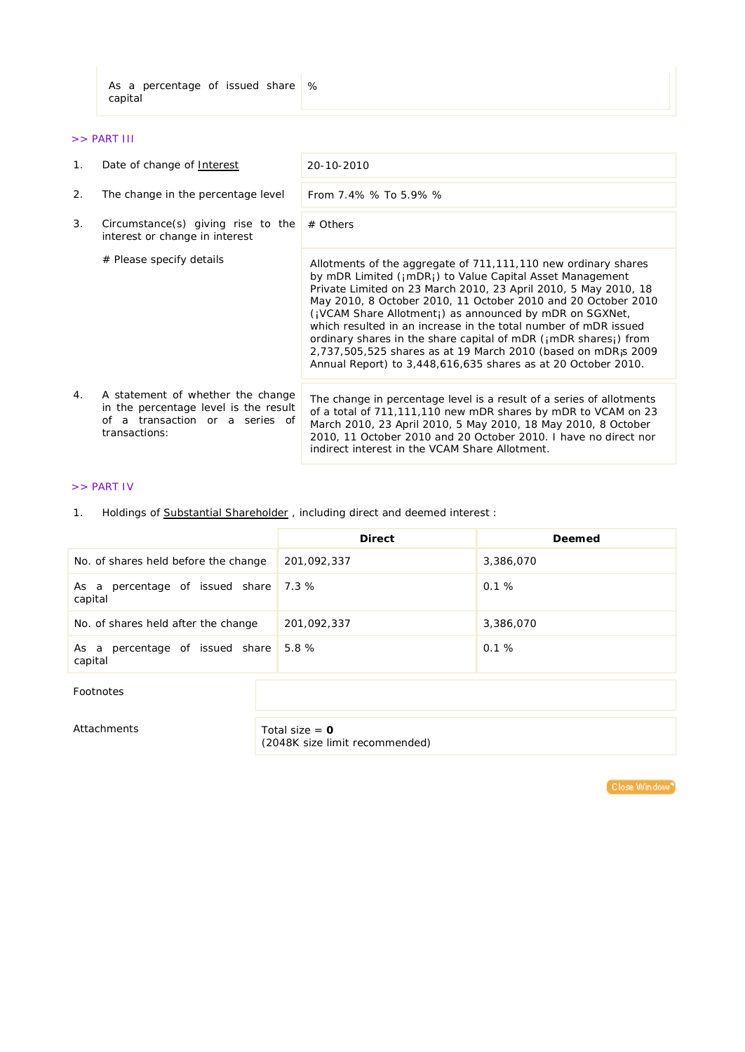| | |
|---|---|
| As a percentage of issued share capital | % |

>> PART III

| | |
|---|---|
| 1. Date of change of Interest | 20-10-2010 |
| 2. The change in the percentage level | From 7.4% % To 5.9% % |
| 3. Circumstance(s) giving rise to the interest or change in interest | # Others |
| # Please specify details | Allotments of the aggregate of 711,111,110 new ordinary shares by mDR Limited (¡mDR¡) to Value Capital Asset Management Private Limited on 23 March 2010, 23 April 2010, 5 May 2010, 18 May 2010, 8 October 2010, 11 October 2010 and 20 October 2010 (¡VCAM Share Allotment¡) as announced by mDR on SGXNet, which resulted in an increase in the total number of mDR issued ordinary shares in the share capital of mDR (¡mDR shares¡) from 2,737,505,525 shares as at 19 March 2010 (based on mDR¡s 2009 Annual Report) to 3,448,616,635 shares as at 20 October 2010. |
| 4. A statement of whether the change in the percentage level is the result of a transaction or a series of transactions: | The change in percentage level is a result of a series of allotments of a total of 711,111,110 new mDR shares by mDR to VCAM on 23 March 2010, 23 April 2010, 5 May 2010, 18 May 2010, 8 October 2010, 11 October 2010 and 20 October 2010. I have no direct nor indirect interest in the VCAM Share Allotment. |

>> PART IV

1. Holdings of Substantial Shareholder , including direct and deemed interest :

| | Direct | Deemed |
|---|---|---|
| No. of shares held before the change | 201,092,337 | 3,386,070 |
| As a percentage of issued share capital | 7.3 % | 0.1 % |
| No. of shares held after the change | 201,092,337 | 3,386,070 |
| As a percentage of issued share capital | 5.8 % | 0.1 % |

| | |
|---|---|
| Footnotes | |
| Attachments | Total size = **0**<br>(2048K size limit recommended) |

Close Window